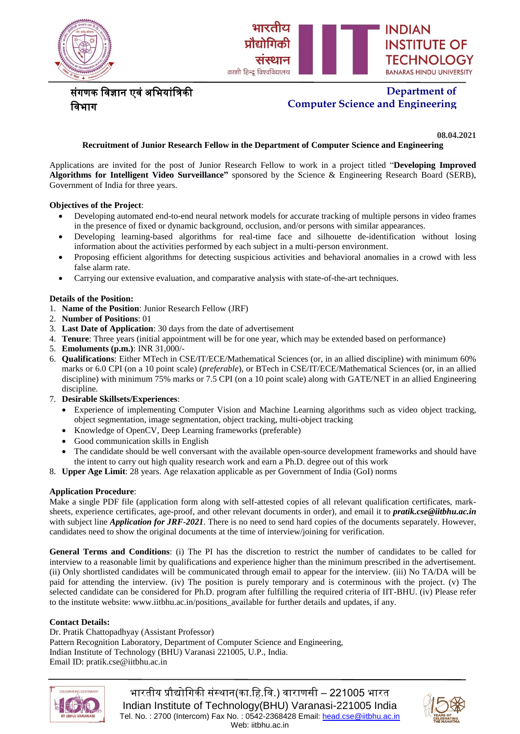भारतीय प्रौद्योगिकी संस्थान
काशी हिन्दू विश्वविद्यालय

INDIAN INSTITUTE OF TECHNOLOGY
BANARAS HINDU UNIVERSITY

संगणक विज्ञान एवं अभियांत्रिकी विभाग

**Department of Computer Science and Engineering**

**08.04.2021**

**Recruitment of Junior Research Fellow in the Department of Computer Science and Engineering**

Applications are invited for the post of Junior Research Fellow to work in a project titled "**Developing Improved Algorithms for Intelligent Video Surveillance"** sponsored by the Science & Engineering Research Board (SERB), Government of India for three years.

**Objectives of the Project**:

- Developing automated end-to-end neural network models for accurate tracking of multiple persons in video frames in the presence of fixed or dynamic background, occlusion, and/or persons with similar appearances.
- Developing learning-based algorithms for real-time face and silhouette de-identification without losing information about the activities performed by each subject in a multi-person environment.
- Proposing efficient algorithms for detecting suspicious activities and behavioral anomalies in a crowd with less false alarm rate.
- Carrying our extensive evaluation, and comparative analysis with state-of-the-art techniques.

**Details of the Position:**

1. **Name of the Position**: Junior Research Fellow (JRF)
2. **Number of Positions**: 01
3. **Last Date of Application**: 30 days from the date of advertisement
4. **Tenure**: Three years (initial appointment will be for one year, which may be extended based on performance)
5. **Emoluments (p.m.)**: INR 31,000/-
6. **Qualifications**: Either MTech in CSE/IT/ECE/Mathematical Sciences (or, in an allied discipline) with minimum 60% marks or 6.0 CPI (on a 10 point scale) (*preferable*), or BTech in CSE/IT/ECE/Mathematical Sciences (or, in an allied discipline) with minimum 75% marks or 7.5 CPI (on a 10 point scale) along with GATE/NET in an allied Engineering discipline.
7. **Desirable Skillsets/Experiences**:
   - Experience of implementing Computer Vision and Machine Learning algorithms such as video object tracking, object segmentation, image segmentation, object tracking, multi-object tracking
   - Knowledge of OpenCV, Deep Learning frameworks (preferable)
   - Good communication skills in English
   - The candidate should be well conversant with the available open-source development frameworks and should have the intent to carry out high quality research work and earn a Ph.D. degree out of this work
8. **Upper Age Limit**: 28 years. Age relaxation applicable as per Government of India (GoI) norms

**Application Procedure**:
Make a single PDF file (application form along with self-attested copies of all relevant qualification certificates, mark-sheets, experience certificates, age-proof, and other relevant documents in order), and email it to ***pratik.cse@iitbhu.ac.in*** with subject line ***Application for JRF-2021***. There is no need to send hard copies of the documents separately. However, candidates need to show the original documents at the time of interview/joining for verification.

**General Terms and Conditions**: (i) The PI has the discretion to restrict the number of candidates to be called for interview to a reasonable limit by qualifications and experience higher than the minimum prescribed in the advertisement. (ii) Only shortlisted candidates will be communicated through email to appear for the interview. (iii) No TA/DA will be paid for attending the interview. (iv) The position is purely temporary and is coterminous with the project. (v) The selected candidate can be considered for Ph.D. program after fulfilling the required criteria of IIT-BHU. (iv) Please refer to the institute website: www.iitbhu.ac.in/positions_available for further details and updates, if any.

**Contact Details:**
Dr. Pratik Chattopadhyay (Assistant Professor)
Pattern Recognition Laboratory, Department of Computer Science and Engineering,
Indian Institute of Technology (BHU) Varanasi 221005, U.P., India.
Email ID: pratik.cse@iitbhu.ac.in

भारतीय प्रौद्योगिकी संस्थान(का.हि.वि.) वाराणसी – 221005 भारत
Indian Institute of Technology(BHU) Varanasi-221005 India
Tel. No. : 2700 (Intercom) Fax No. : 0542-2368428 Email: head.cse@iitbhu.ac.in
Web: iitbhu.ac.in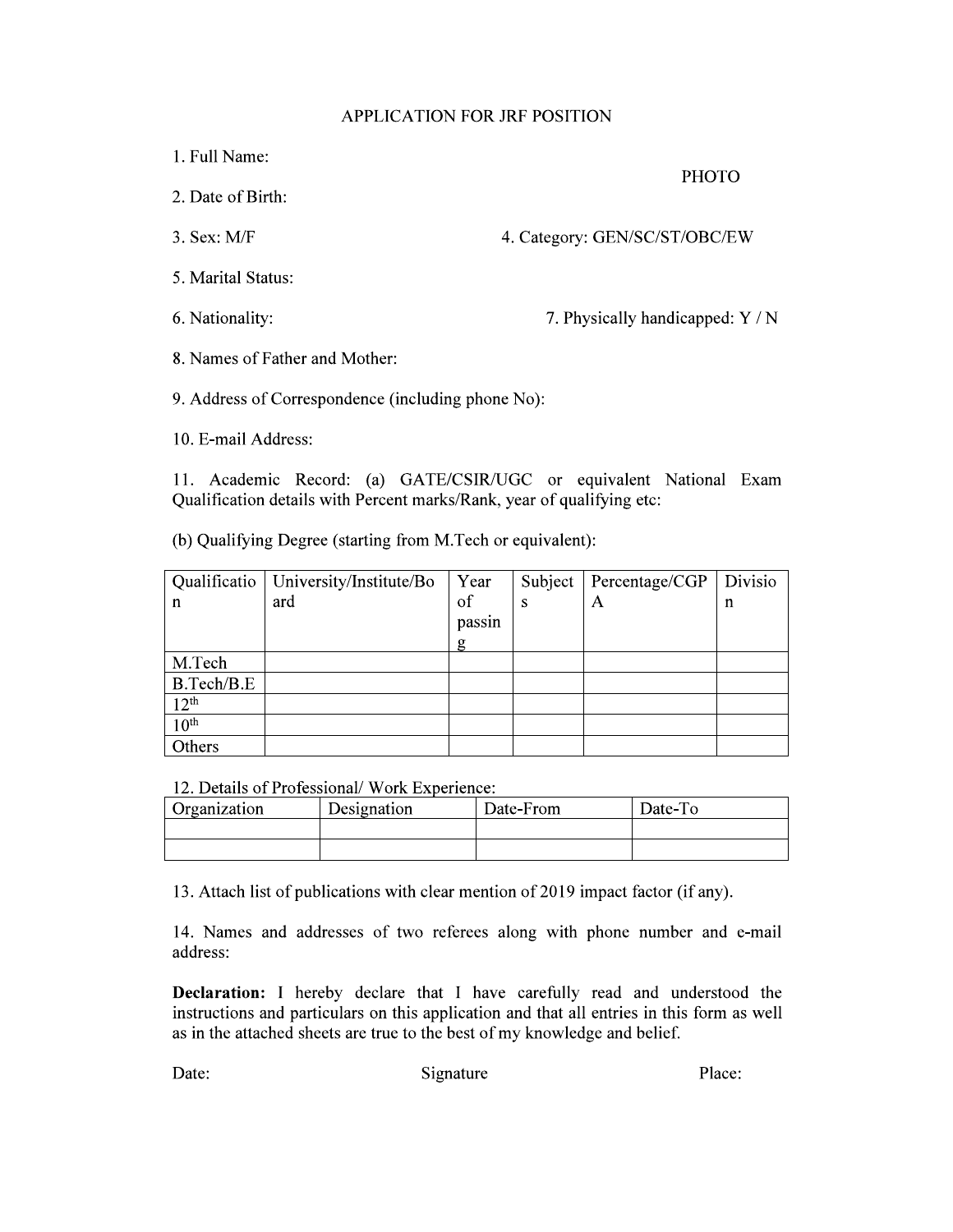# APPLICATION FOR JRF POSITION

1. Full Name:

PHOTO

2. Date of Birth:

3. Sex: M/F

4. Category: GEN/SC/ST/OBC/EW

5. Marital Status:

6. Nationality:

7. Physically handicapped: Y / N

8. Names of Father and Mother:

9. Address of Correspondence (including phone No):

10. E-mail Address:

11. Academic Record: (a) GATE/CSIR/UGC or equivalent National Exam Qualification details with Percent marks/Rank, year of qualifying etc:

(b) Qualifying Degree (starting from M.Tech or equivalent):

| Qualification | University/Institute/Board | Year of passing | Subjects | Percentage/CGPA | Division |
|---|---|---|---|---|---|
| M.Tech | | | | | |
| B.Tech/B.E | | | | | |
| $12^{th}$ | | | | | |
| $10^{th}$ | | | | | |
| Others | | | | | |

12. Details of Professional/ Work Experience:

| Organization | Designation | Date-From | Date-To |
|---|---|---|---|
| | | | |
| | | | |

13. Attach list of publications with clear mention of 2019 impact factor (if any).

14. Names and addresses of two referees along with phone number and e-mail address:

**Declaration:** I hereby declare that I have carefully read and understood the instructions and particulars on this application and that all entries in this form as well as in the attached sheets are true to the best of my knowledge and belief.

Date: Signature Place: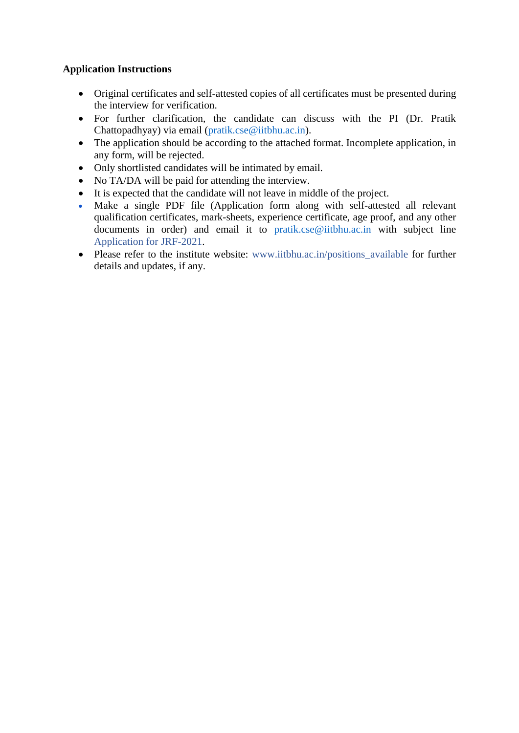**Application Instructions**

- Original certificates and self-attested copies of all certificates must be presented during the interview for verification.
- For further clarification, the candidate can discuss with the PI (Dr. Pratik Chattopadhyay) via email (pratik.cse@iitbhu.ac.in).
- The application should be according to the attached format. Incomplete application, in any form, will be rejected.
- Only shortlisted candidates will be intimated by email.
- No TA/DA will be paid for attending the interview.
- It is expected that the candidate will not leave in middle of the project.
- Make a single PDF file (Application form along with self-attested all relevant qualification certificates, mark-sheets, experience certificate, age proof, and any other documents in order) and email it to pratik.cse@iitbhu.ac.in with subject line Application for JRF-2021.
- Please refer to the institute website: www.iitbhu.ac.in/positions_available for further details and updates, if any.